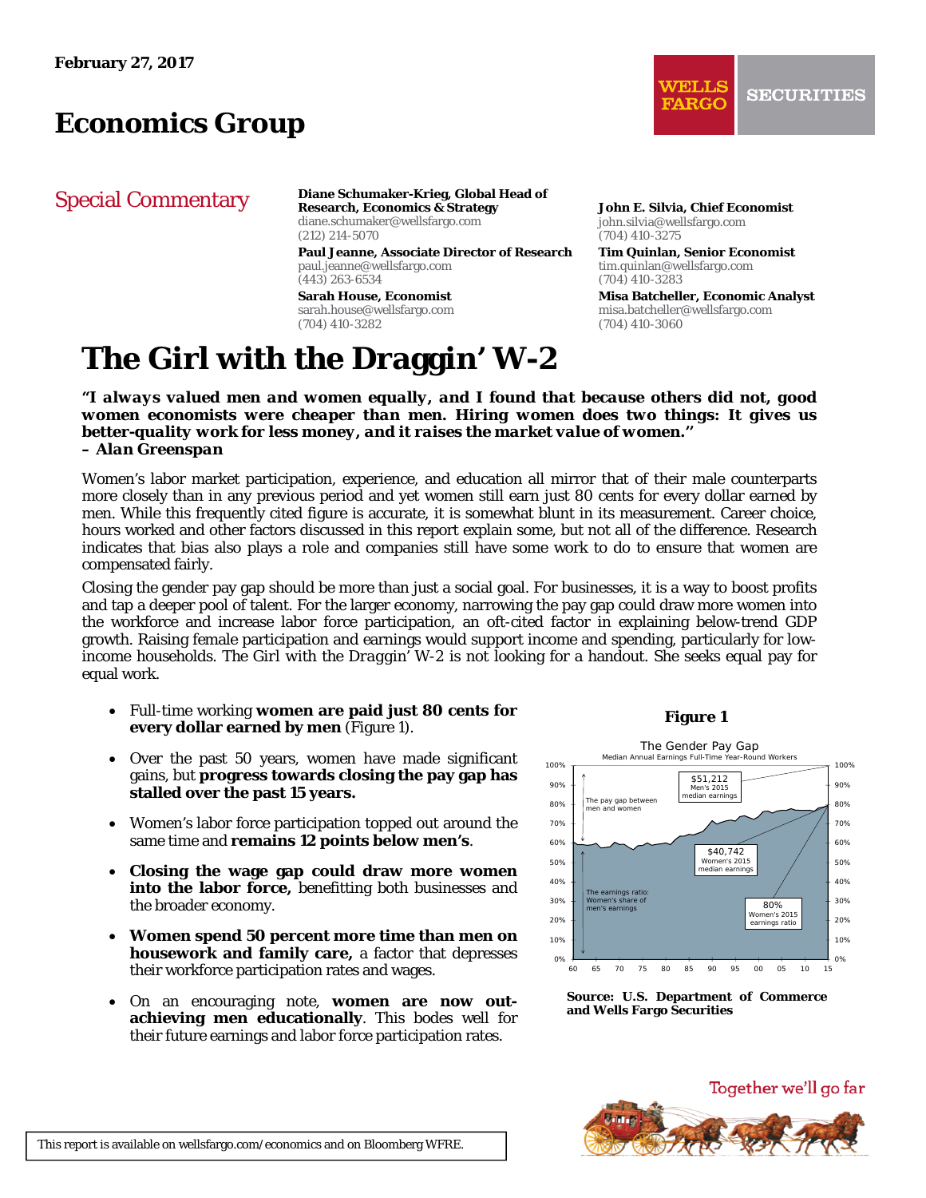February 27, 2017

# Economics Group

## Special Commentary

**Diane Schumaker-Krieg, Global Head of Research, Economics & Strategy**
diane.schumaker@wellsfargo.com
(212) 214-5070

**Paul Jeanne, Associate Director of Research**
paul.jeanne@wellsfargo.com
(443) 263-6534

**Sarah House, Economist**
sarah.house@wellsfargo.com
(704) 410-3282

**John E. Silvia, Chief Economist**
john.silvia@wellsfargo.com
(704) 410-3275

**Tim Quinlan, Senior Economist**
tim.quinlan@wellsfargo.com
(704) 410-3283

**Misa Batcheller, Economic Analyst**
misa.batcheller@wellsfargo.com
(704) 410-3060

# The Girl with the Draggin' W-2

***"I always valued men and women equally, and I found that because others did not, good women economists were cheaper than men. Hiring women does two things: It gives us better-quality work for less money, and it raises the market value of women."***
***– Alan Greenspan***

Women's labor market participation, experience, and education all mirror that of their male counterparts more closely than in any previous period and yet women still earn just 80 cents for every dollar earned by men. While this frequently cited figure is accurate, it is somewhat blunt in its measurement. Career choice, hours worked and other factors discussed in this report explain some, but not all of the difference. Research indicates that bias also plays a role and companies still have some work to do to ensure that women are compensated fairly.

Closing the gender pay gap should be more than just a social goal. For businesses, it is a way to boost profits and tap a deeper pool of talent. For the larger economy, narrowing the pay gap could draw more women into the workforce and increase labor force participation, an oft-cited factor in explaining below-trend GDP growth. Raising female participation and earnings would support income and spending, particularly for low-income households. The Girl with the Draggin' W-2 is not looking for a handout. She seeks equal pay for equal work.

- Full-time working **women are paid just 80 cents for every dollar earned by men** (Figure 1).
- Over the past 50 years, women have made significant gains, but **progress towards closing the pay gap has stalled over the past 15 years.**
- Women's labor force participation topped out around the same time and **remains 12 points below men's**.
- **Closing the wage gap could draw more women into the labor force,** benefitting both businesses and the broader economy.
- **Women spend 50 percent more time than men on housework and family care,** a factor that depresses their workforce participation rates and wages.
- On an encouraging note, **women are now out-achieving men educationally**. This bodes well for their future earnings and labor force participation rates.

**Figure 1**

The Gender Pay Gap
Median Annual Earnings Full-Time Year-Round Workers

**Source: U.S. Department of Commerce and Wells Fargo Securities**

This report is available on wellsfargo.com/economics and on Bloomberg WFRE.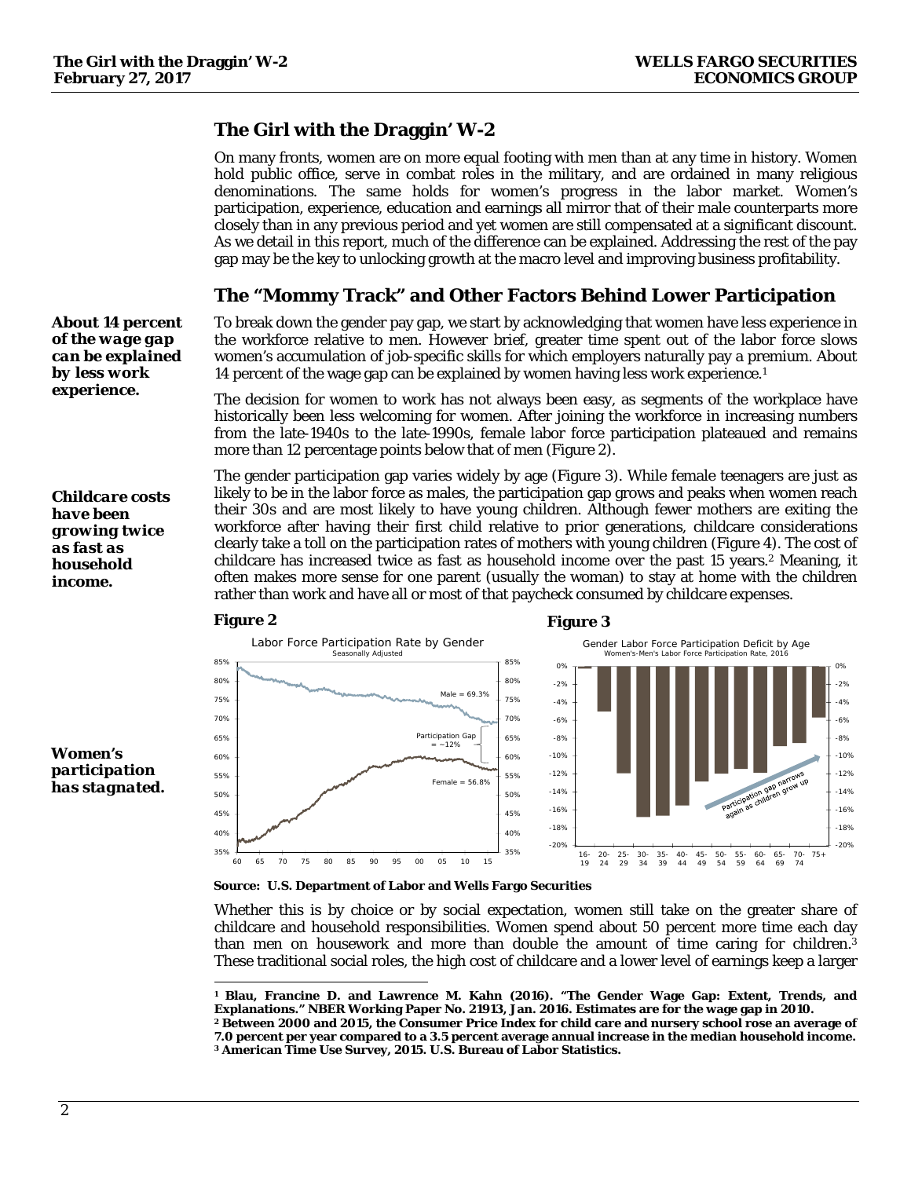# The Girl with the Draggin' W-2

On many fronts, women are on more equal footing with men than at any time in history. Women hold public office, serve in combat roles in the military, and are ordained in many religious denominations. The same holds for women's progress in the labor market. Women's participation, experience, education and earnings all mirror that of their male counterparts more closely than in any previous period and yet women are still compensated at a significant discount. As we detail in this report, much of the difference can be explained. Addressing the rest of the pay gap may be the key to unlocking growth at the macro level and improving business profitability.

## The "Mommy Track" and Other Factors Behind Lower Participation

***About 14 percent of the wage gap can be explained by less work experience.***

To break down the gender pay gap, we start by acknowledging that women have less experience in the workforce relative to men. However brief, greater time spent out of the labor force slows women's accumulation of job-specific skills for which employers naturally pay a premium. About 14 percent of the wage gap can be explained by women having less work experience.[1]

The decision for women to work has not always been easy, as segments of the workplace have historically been less welcoming for women. After joining the workforce in increasing numbers from the late-1940s to the late-1990s, female labor force participation plateaued and remains more than 12 percentage points below that of men (Figure 2).

***Childcare costs have been growing twice as fast as household income.***

The gender participation gap varies widely by age (Figure 3). While female teenagers are just as likely to be in the labor force as males, the participation gap grows and peaks when women reach their 30s and are most likely to have young children. Although fewer mothers are exiting the workforce after having their first child relative to prior generations, childcare considerations clearly take a toll on the participation rates of mothers with young children (Figure 4). The cost of childcare has increased twice as fast as household income over the past 15 years.[2] Meaning, it often makes more sense for one parent (usually the woman) to stay at home with the children rather than work and have all or most of that paycheck consumed by childcare expenses.

***Women's participation has stagnated.***

**Figure 2**

Labor Force Participation Rate by Gender
Seasonally Adjusted

(Male = 69.3%; Female = 56.8%; Participation Gap = ~12%)

**Figure 3**

Gender Labor Force Participation Deficit by Age
Women's-Men's Labor Force Participation Rate, 2016

(Participation gap narrows again as children grow up)

**Source: U.S. Department of Labor and Wells Fargo Securities**

Whether this is by choice or by social expectation, women still take on the greater share of childcare and household responsibilities. Women spend about 50 percent more time each day than men on housework and more than double the amount of time caring for children.[3] These traditional social roles, the high cost of childcare and a lower level of earnings keep a larger

---

[1] **Blau, Francine D. and Lawrence M. Kahn (2016). "The Gender Wage Gap: Extent, Trends, and Explanations." NBER Working Paper No. 21913, Jan. 2016. Estimates are for the wage gap in 2010.**

[2] **Between 2000 and 2015, the Consumer Price Index for child care and nursery school rose an average of 7.0 percent per year compared to a 3.5 percent average annual increase in the median household income.**

[3] **American Time Use Survey, 2015. U.S. Bureau of Labor Statistics.**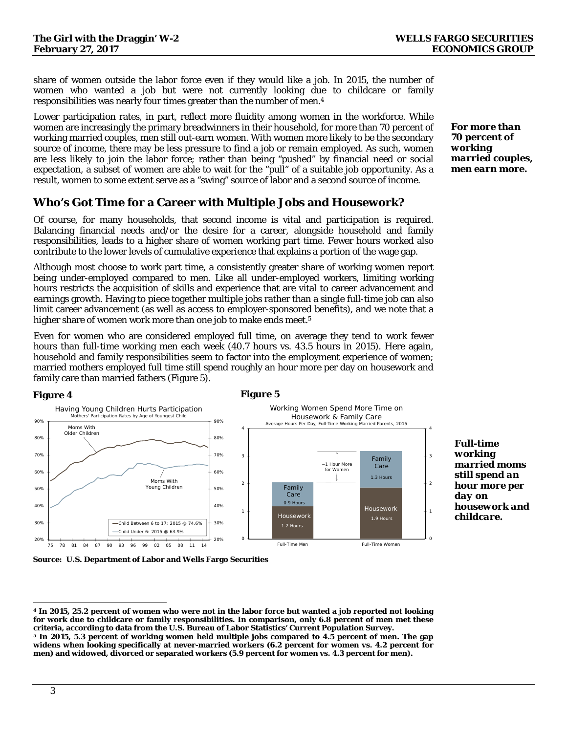share of women outside the labor force even if they would like a job. In 2015, the number of women who wanted a job but were not currently looking due to childcare or family responsibilities was nearly four times greater than the number of men.[4]

Lower participation rates, in part, reflect more fluidity among women in the workforce. While women are increasingly the primary breadwinners in their household, for more than 70 percent of working married couples, men still out-earn women. With women more likely to be the secondary source of income, there may be less pressure to find a job or remain employed. As such, women are less likely to join the labor force; rather than being "pushed" by financial need or social expectation, a subset of women are able to wait for the "pull" of a suitable job opportunity. As a result, women to some extent serve as a "swing" source of labor and a second source of income.

***For more than 70 percent of working married couples, men earn more.***

## Who's Got Time for a Career with Multiple Jobs and Housework?

Of course, for many households, that second income is vital and participation is required. Balancing financial needs and/or the desire for a career, alongside household and family responsibilities, leads to a higher share of women working part time. Fewer hours worked also contribute to the lower levels of cumulative experience that explains a portion of the wage gap.

Although most choose to work part time, a consistently greater share of working women report being under-employed compared to men. Like all under-employed workers, limiting working hours restricts the acquisition of skills and experience that are vital to career advancement and earnings growth. Having to piece together multiple jobs rather than a single full-time job can also limit career advancement (as well as access to employer-sponsored benefits), and we note that a higher share of women work more than one job to make ends meet.[5]

Even for women who are considered employed full time, on average they tend to work fewer hours than full-time working men each week (40.7 hours vs. 43.5 hours in 2015). Here again, household and family responsibilities seem to factor into the employment experience of women; married mothers employed full time still spend roughly an hour more per day on housework and family care than married fathers (Figure 5).

***Full-time working married moms still spend an hour more per day on housework and childcare.***

***Figure 4***

Having Young Children Hurts Participation
Mothers' Participation Rates by Age of Youngest Child

- Child Between 6 to 17: 2015 @ 74.6%
- Child Under 6: 2015 @ 63.9%

***Figure 5***

Working Women Spend More Time on Housework & Family Care
Average Hours Per Day, Full-Time Working Married Parents, 2015

| | Housework | Family Care |
|---|---|---|
| Full-Time Men | 1.2 Hours | 0.9 Hours |
| Full-Time Women | 1.9 Hours | 1.3 Hours |

~1 Hour More for Women

**Source: U.S. Department of Labor and Wells Fargo Securities**

---

[4] **In 2015, 25.2 percent of women who were not in the labor force but wanted a job reported not looking for work due to childcare or family responsibilities. In comparison, only 6.8 percent of men met these criteria, according to data from the U.S. Bureau of Labor Statistics' Current Population Survey.**

[5] **In 2015, 5.3 percent of working women held multiple jobs compared to 4.5 percent of men. The gap widens when looking specifically at never-married workers (6.2 percent for women vs. 4.2 percent for men) and widowed, divorced or separated workers (5.9 percent for women vs. 4.3 percent for men).**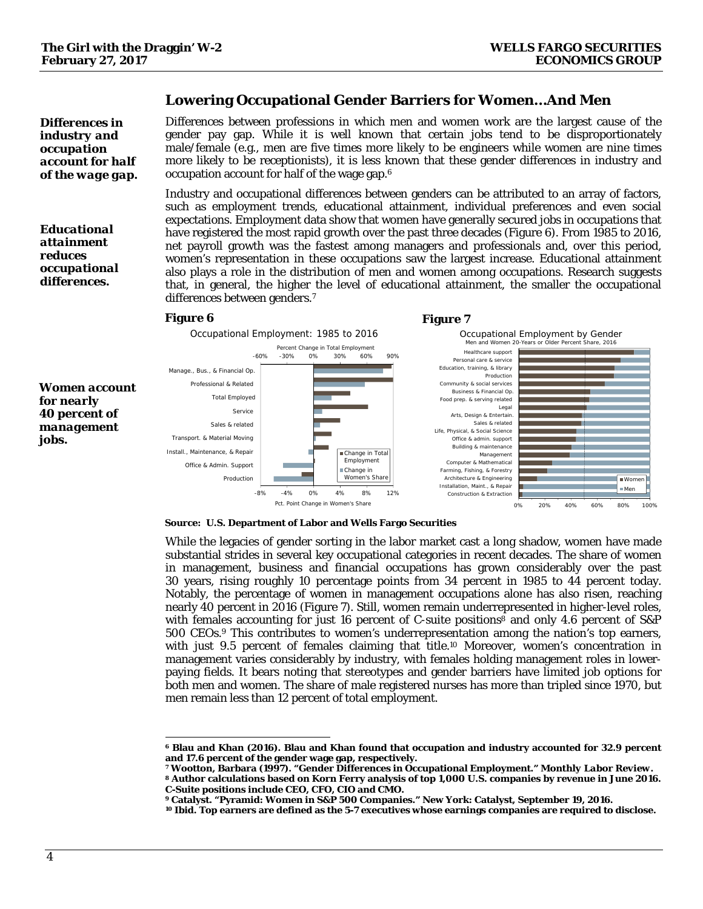## Lowering Occupational Gender Barriers for Women...And Men

*Differences in industry and occupation account for half of the wage gap.*

Differences between professions in which men and women work are the largest cause of the gender pay gap. While it is well known that certain jobs tend to be disproportionately male/female (e.g., men are five times more likely to be engineers while women are nine times more likely to be receptionists), it is less known that these gender differences in industry and occupation account for half of the wage gap.[6]

*Educational attainment reduces occupational differences.*

Industry and occupational differences between genders can be attributed to an array of factors, such as employment trends, educational attainment, individual preferences and even social expectations. Employment data show that women have generally secured jobs in occupations that have registered the most rapid growth over the past three decades (Figure 6). From 1985 to 2016, net payroll growth was the fastest among managers and professionals and, over this period, women's representation in these occupations saw the largest increase. Educational attainment also plays a role in the distribution of men and women among occupations. Research suggests that, in general, the higher the level of educational attainment, the smaller the occupational differences between genders.[7]

**Figure 6**

Occupational Employment: 1985 to 2016

**Figure 7**

Occupational Employment by Gender
Men and Women 20-Years or Older Percent Share, 2016

**Source: U.S. Department of Labor and Wells Fargo Securities**

*Women account for nearly 40 percent of management jobs.*

While the legacies of gender sorting in the labor market cast a long shadow, women have made substantial strides in several key occupational categories in recent decades. The share of women in management, business and financial occupations has grown considerably over the past 30 years, rising roughly 10 percentage points from 34 percent in 1985 to 44 percent today. Notably, the percentage of women in management occupations alone has also risen, reaching nearly 40 percent in 2016 (Figure 7). Still, women remain underrepresented in higher-level roles, with females accounting for just 16 percent of C-suite positions[8] and only 4.6 percent of S&P 500 CEOs.[9] This contributes to women's underrepresentation among the nation's top earners, with just 9.5 percent of females claiming that title.[10] Moreover, women's concentration in management varies considerably by industry, with females holding management roles in lower-paying fields. It bears noting that stereotypes and gender barriers have limited job options for both men and women. The share of male registered nurses has more than tripled since 1970, but men remain less than 12 percent of total employment.

---

[6] **Blau and Khan (2016). Blau and Khan found that occupation and industry accounted for 32.9 percent and 17.6 percent of the gender wage gap, respectively.**
[7] **Wootton, Barbara (1997). "Gender Differences in Occupational Employment." *Monthly Labor Review*.**
[8] **Author calculations based on Korn Ferry analysis of top 1,000 U.S. companies by revenue in June 2016. C-Suite positions include CEO, CFO, CIO and CMO.**
[9] **Catalyst. "Pyramid: Women in S&P 500 Companies." New York: Catalyst, September 19, 2016.**
[10] **Ibid. Top earners are defined as the 5-7 executives whose earnings companies are required to disclose.**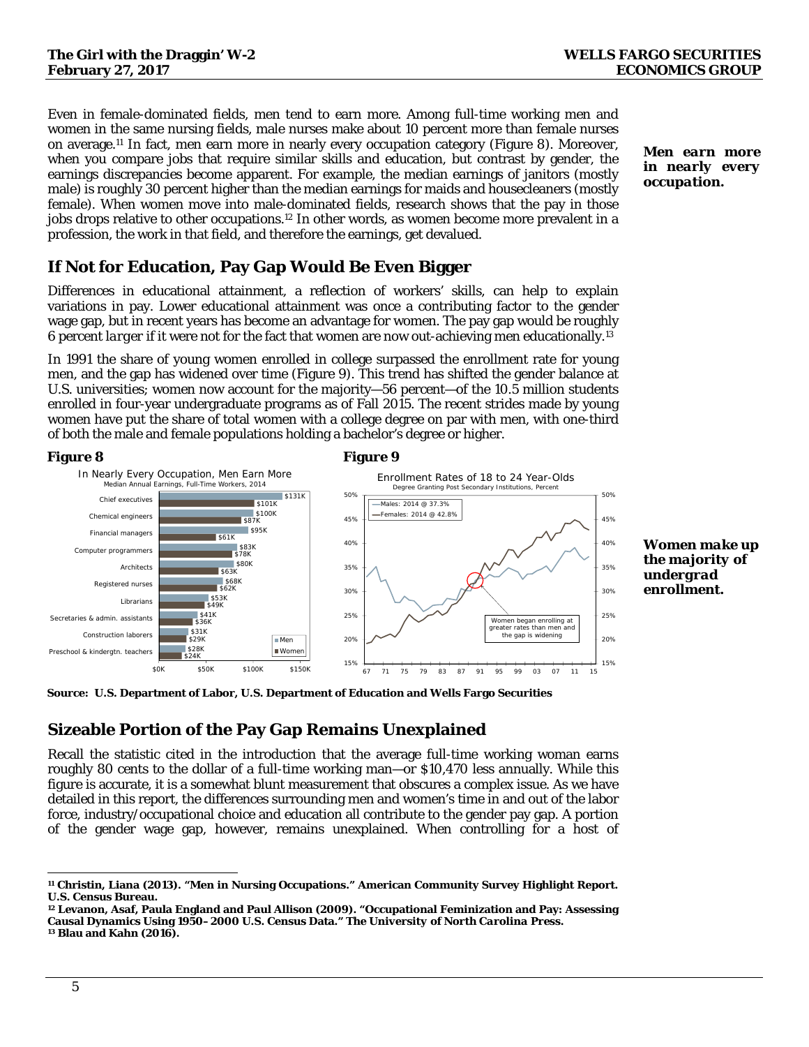Even in female-dominated fields, men tend to earn more. Among full-time working men and women in the same nursing fields, male nurses make about 10 percent more than female nurses on average.[11] In fact, men earn more in nearly every occupation category (Figure 8). Moreover, when you compare jobs that require similar skills and education, but contrast by gender, the earnings discrepancies become apparent. For example, the median earnings of janitors (mostly male) is roughly 30 percent higher than the median earnings for maids and housecleaners (mostly female). When women move into male-dominated fields, research shows that the pay in those jobs drops relative to other occupations.[12] In other words, as women become more prevalent in a profession, the work in that field, and therefore the earnings, get devalued.

***Men earn more in nearly every occupation.***

## If Not for Education, Pay Gap Would Be Even Bigger

Differences in educational attainment, a reflection of workers' skills, can help to explain variations in pay. Lower educational attainment was once a contributing factor to the gender wage gap, but in recent years has become an advantage for women. The pay gap would be roughly 6 percent *larger* if it were not for the fact that women are now out-achieving men educationally.[13]

In 1991 the share of young women enrolled in college surpassed the enrollment rate for young men, and the gap has widened over time (Figure 9). This trend has shifted the gender balance at U.S. universities; women now account for the majority—56 percent—of the 10.5 million students enrolled in four-year undergraduate programs as of Fall 2015. The recent strides made by young women have put the share of total women with a college degree on par with men, with one-third of both the male and female populations holding a bachelor's degree or higher.

**Figure 8**

In Nearly Every Occupation, Men Earn More
Median Annual Earnings, Full-Time Workers, 2014

| Occupation | Men | Women |
|---|---|---|
| Chief executives | $131K | $101K |
| Chemical engineers | $100K | $87K |
| Financial managers | $95K | $61K |
| Computer programmers | $83K | $78K |
| Architects | $80K | $63K |
| Registered nurses | $68K | $62K |
| Librarians | $53K | $49K |
| Secretaries & admin. assistants | $41K | $36K |
| Construction laborers | $31K | $29K |
| Preschool & kindergtn. teachers | $28K | $24K |

**Figure 9**

Enrollment Rates of 18 to 24 Year-Olds
Degree Granting Post Secondary Institutions, Percent

Males: 2014 @ 37.3%
Females: 2014 @ 42.8%

Women began enrolling at greater rates than men and the gap is widening

***Women make up the majority of undergrad enrollment.***

**Source: U.S. Department of Labor, U.S. Department of Education and Wells Fargo Securities**

## Sizeable Portion of the Pay Gap Remains Unexplained

Recall the statistic cited in the introduction that the average full-time working woman earns roughly 80 cents to the dollar of a full-time working man—or $10,470 less annually. While this figure is accurate, it is a somewhat blunt measurement that obscures a complex issue. As we have detailed in this report, the differences surrounding men and women's time in and out of the labor force, industry/occupational choice and education all contribute to the gender pay gap. A portion of the gender wage gap, however, remains unexplained. When controlling for a host of

---

[11] **Christin, Liana (2013). "Men in Nursing Occupations." American Community Survey Highlight Report. U.S. Census Bureau.**
[12] **Levanon, Asaf, Paula England and Paul Allison (2009). "Occupational Feminization and Pay: Assessing Causal Dynamics Using 1950–2000 U.S. Census Data." *The University of North Carolina Press.***
[13] **Blau and Kahn (2016).**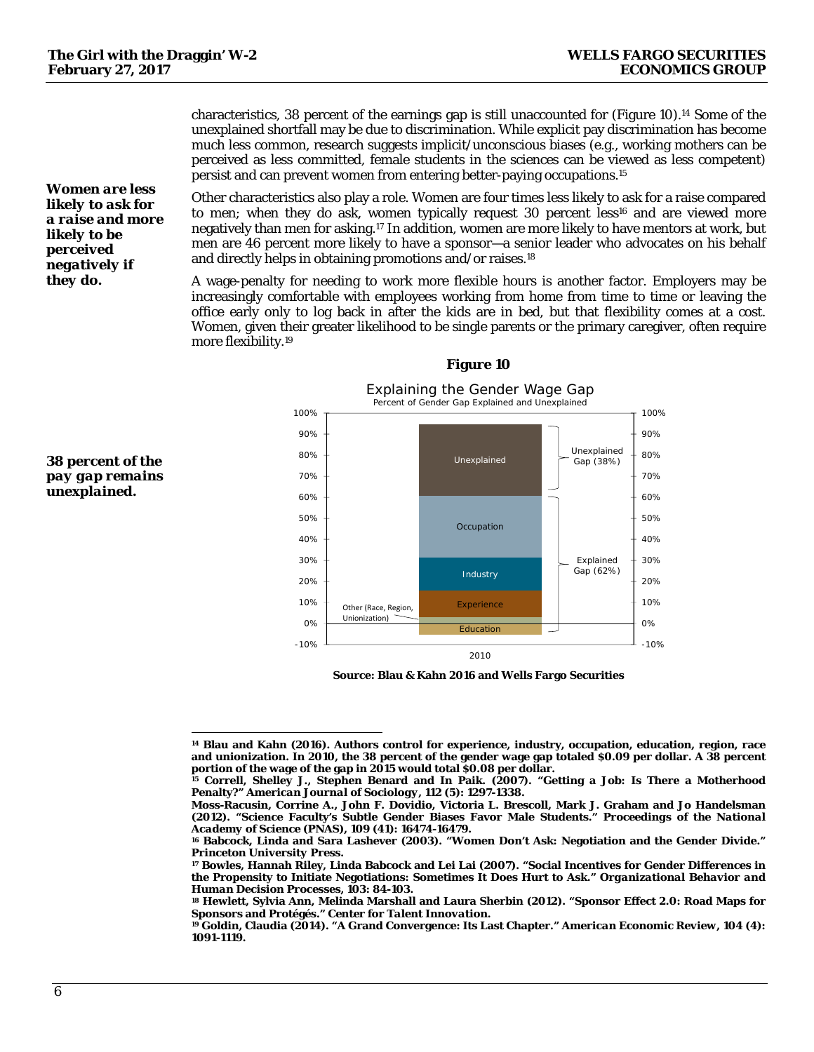characteristics, 38 percent of the earnings gap is still unaccounted for (Figure 10).[14] Some of the unexplained shortfall may be due to discrimination. While explicit pay discrimination has become much less common, research suggests implicit/unconscious biases (e.g., working mothers can be perceived as less committed, female students in the sciences can be viewed as less competent) persist and can prevent women from entering better-paying occupations.[15]

***Women are less likely to ask for a raise and more likely to be perceived negatively if they do.***

Other characteristics also play a role. Women are four times less likely to ask for a raise compared to men; when they do ask, women typically request 30 percent less[16] and are viewed more negatively than men for asking.[17] In addition, women are more likely to have mentors at work, but men are 46 percent more likely to have a sponsor—a senior leader who advocates on his behalf and directly helps in obtaining promotions and/or raises.[18]

A wage-penalty for needing to work more flexible hours is another factor. Employers may be increasingly comfortable with employees working from home from time to time or leaving the office early only to log back in after the kids are in bed, but that flexibility comes at a cost. Women, given their greater likelihood to be single parents or the primary caregiver, often require more flexibility.[19]

***38 percent of the pay gap remains unexplained.***

**Figure 10**

Explaining the Gender Wage Gap

Percent of Gender Gap Explained and Unexplained

**Source: Blau & Kahn 2016 and Wells Fargo Securities**

---

[14] **Blau and Kahn (2016). Authors control for experience, industry, occupation, education, region, race and unionization. In 2010, the 38 percent of the gender wage gap totaled $0.09 per dollar. A 38 percent portion of the wage of the gap in 2015 would total $0.08 per dollar.**

[15] **Correll, Shelley J., Stephen Benard and In Paik. (2007). "Getting a Job: Is There a Motherhood Penalty?" *American Journal of Sociology*, 112 (5): 1297-1338.**

**Moss-Racusin, Corrine A., John F. Dovidio, Victoria L. Brescoll, Mark J. Graham and Jo Handelsman (2012). "Science Faculty's Subtle Gender Biases Favor Male Students." *Proceedings of the National Academy of Science (PNAS)*, 109 (41): 16474-16479.**

[16] **Babcock, Linda and Sara Lashever (2003). "Women Don't Ask: Negotiation and the Gender Divide." Princeton University Press.**

[17] **Bowles, Hannah Riley, Linda Babcock and Lei Lai (2007). "Social Incentives for Gender Differences in the Propensity to Initiate Negotiations: Sometimes It Does Hurt to Ask." *Organizational Behavior and Human Decision Processes*, 103: 84-103.**

[18] **Hewlett, Sylvia Ann, Melinda Marshall and Laura Sherbin (2012). "Sponsor Effect 2.0: Road Maps for Sponsors and Protégés." *Center for Talent Innovation*.**

[19] **Goldin, Claudia (2014). "A Grand Convergence: Its Last Chapter." *American Economic Review*, 104 (4): 1091-1119.**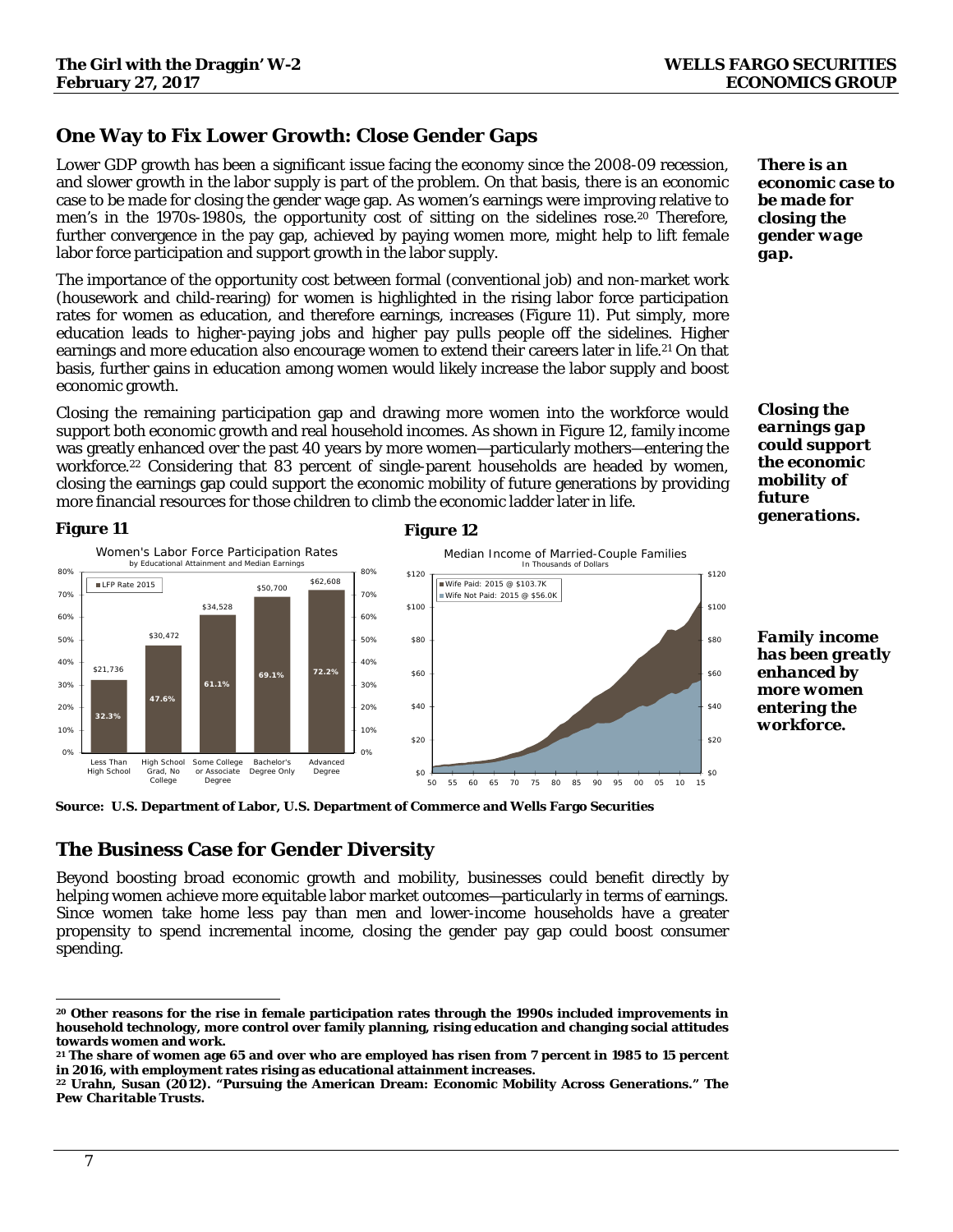## One Way to Fix Lower Growth: Close Gender Gaps

Lower GDP growth has been a significant issue facing the economy since the 2008-09 recession, and slower growth in the labor supply is part of the problem. On that basis, there is an economic case to be made for closing the gender wage gap. As women's earnings were improving relative to men's in the 1970s-1980s, the opportunity cost of sitting on the sidelines rose.[20] Therefore, further convergence in the pay gap, achieved by paying women more, might help to lift female labor force participation and support growth in the labor supply.

***There is an economic case to be made for closing the gender wage gap.***

The importance of the opportunity cost between formal (conventional job) and non-market work (housework and child-rearing) for women is highlighted in the rising labor force participation rates for women as education, and therefore earnings, increases (Figure 11). Put simply, more education leads to higher-paying jobs and higher pay pulls people off the sidelines. Higher earnings and more education also encourage women to extend their careers later in life.[21] On that basis, further gains in education among women would likely increase the labor supply and boost economic growth.

Closing the remaining participation gap and drawing more women into the workforce would support both economic growth and real household incomes. As shown in Figure 12, family income was greatly enhanced over the past 40 years by more women—particularly mothers—entering the workforce.[22] Considering that 83 percent of single-parent households are headed by women, closing the earnings gap could support the economic mobility of future generations by providing more financial resources for those children to climb the economic ladder later in life.

***Closing the earnings gap could support the economic mobility of future generations.***

***Family income has been greatly enhanced by more women entering the workforce.***

**Figure 11**

Women's Labor Force Participation Rates
by Educational Attainment and Median Earnings

| Educational Attainment | LFP Rate 2015 | Median Earnings |
|---|---|---|
| Less Than High School | 32.3% | $21,736 |
| High School Grad, No College | 47.6% | $30,472 |
| Some College or Associate Degree | 61.1% | $34,528 |
| Bachelor's Degree Only | 69.1% | $50,700 |
| Advanced Degree | 72.2% | $62,608 |

**Figure 12**

Median Income of Married-Couple Families
In Thousands of Dollars

Wife Paid: 2015 @ $103.7K
Wife Not Paid: 2015 @ $56.0K

**Source: U.S. Department of Labor, U.S. Department of Commerce and Wells Fargo Securities**

## The Business Case for Gender Diversity

Beyond boosting broad economic growth and mobility, businesses could benefit directly by helping women achieve more equitable labor market outcomes—particularly in terms of earnings. Since women take home less pay than men and lower-income households have a greater propensity to spend incremental income, closing the gender pay gap could boost consumer spending.

---

**[20] Other reasons for the rise in female participation rates through the 1990s included improvements in household technology, more control over family planning, rising education and changing social attitudes towards women and work.**

**[21] The share of women age 65 and over who are employed has risen from 7 percent in 1985 to 15 percent in 2016, with employment rates rising as educational attainment increases.**

**[22] Urahn, Susan (2012). "Pursuing the American Dream: Economic Mobility Across Generations." The *Pew Charitable Trusts*.**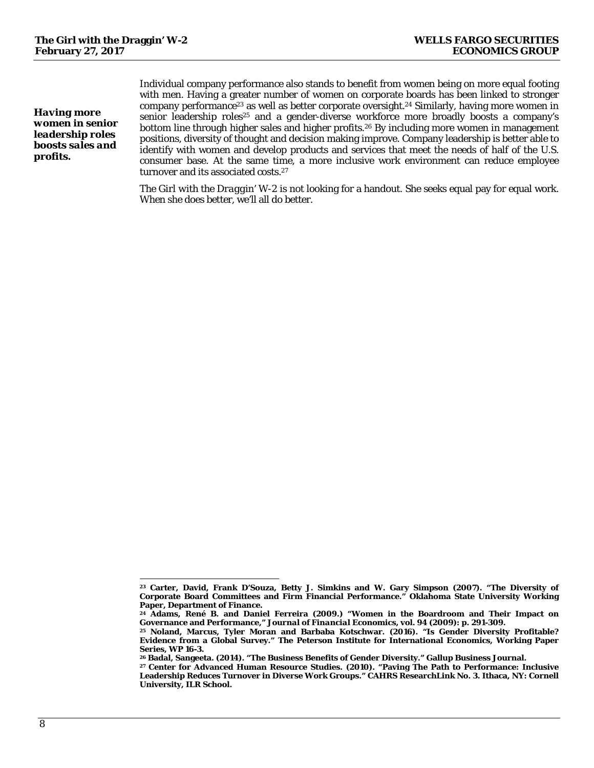***Having more women in senior leadership roles boosts sales and profits.***

Individual company performance also stands to benefit from women being on more equal footing with men. Having a greater number of women on corporate boards has been linked to stronger company performance[23] as well as better corporate oversight.[24] Similarly, having more women in senior leadership roles[25] and a gender-diverse workforce more broadly boosts a company's bottom line through higher sales and higher profits.[26] By including more women in management positions, diversity of thought and decision making improve. Company leadership is better able to identify with women and develop products and services that meet the needs of half of the U.S. consumer base. At the same time, a more inclusive work environment can reduce employee turnover and its associated costs.[27]

*The Girl with the Draggin' W-2* is not looking for a handout. She seeks equal pay for equal work. When she does better, we'll all do better.

---

**[23] Carter, David, Frank D'Souza, Betty J. Simkins and W. Gary Simpson (2007). "The Diversity of Corporate Board Committees and Firm Financial Performance." Oklahoma State University Working Paper, Department of Finance.**

**[24] Adams, René B. and Daniel Ferreira (2009.) "Women in the Boardroom and Their Impact on Governance and Performance," *Journal of Financial Economics*, vol. 94 (2009): p. 291-309.**

**[25] Noland, Marcus, Tyler Moran and Barbaba Kotschwar. (2016). "Is Gender Diversity Profitable? Evidence from a Global Survey." The Peterson Institute for International Economics, Working Paper Series, WP 16-3.**

**[26] Badal, Sangeeta. (2014). "The Business Benefits of Gender Diversity." Gallup Business Journal.**

**[27] Center for Advanced Human Resource Studies. (2010). "Paving The Path to Performance: Inclusive Leadership Reduces Turnover in Diverse Work Groups." CAHRS ResearchLink No. 3. Ithaca, NY: Cornell University, ILR School.**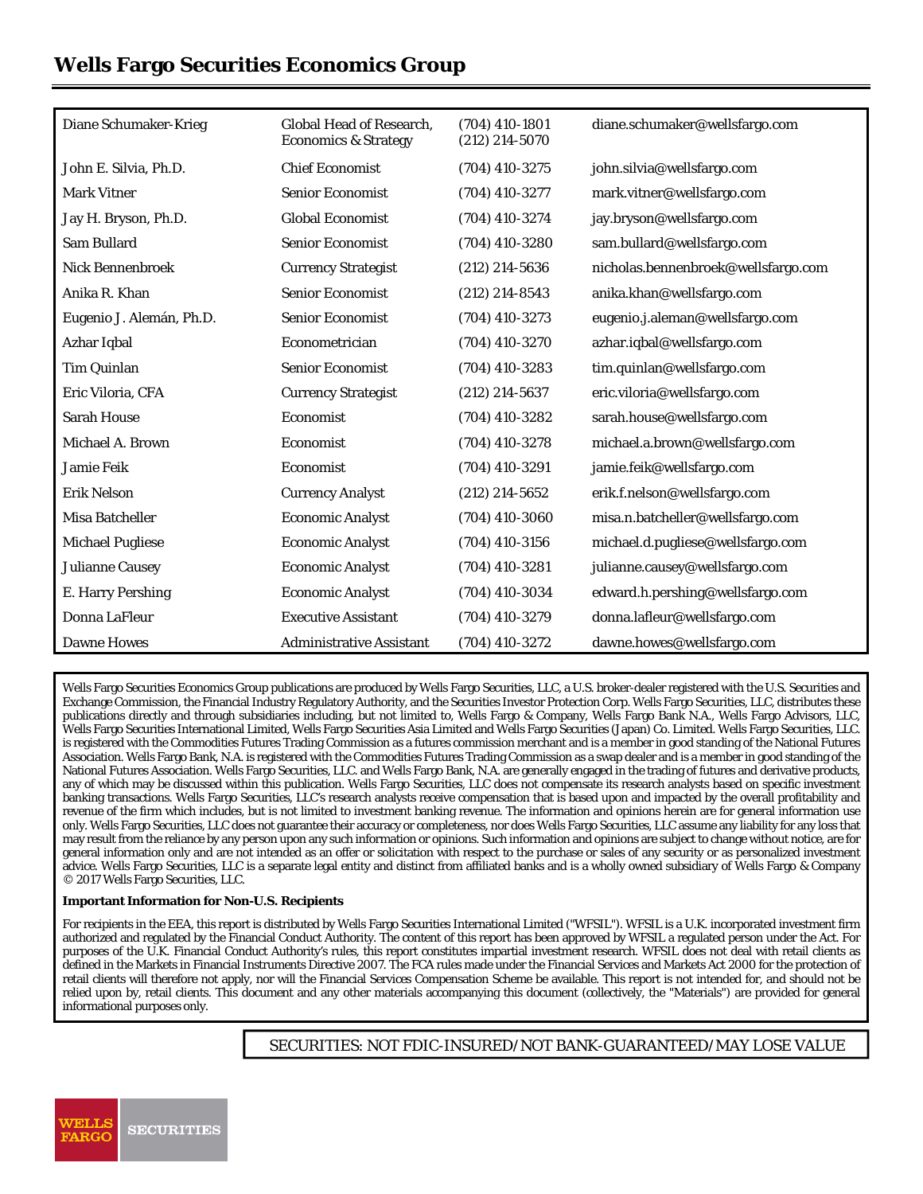## Wells Fargo Securities Economics Group

| | | | |
|---|---|---|---|
| Diane Schumaker-Krieg | Global Head of Research, Economics & Strategy | (704) 410-1801<br>(212) 214-5070 | diane.schumaker@wellsfargo.com |
| John E. Silvia, Ph.D. | Chief Economist | (704) 410-3275 | john.silvia@wellsfargo.com |
| Mark Vitner | Senior Economist | (704) 410-3277 | mark.vitner@wellsfargo.com |
| Jay H. Bryson, Ph.D. | Global Economist | (704) 410-3274 | jay.bryson@wellsfargo.com |
| Sam Bullard | Senior Economist | (704) 410-3280 | sam.bullard@wellsfargo.com |
| Nick Bennenbroek | Currency Strategist | (212) 214-5636 | nicholas.bennenbroek@wellsfargo.com |
| Anika R. Khan | Senior Economist | (212) 214-8543 | anika.khan@wellsfargo.com |
| Eugenio J. Alemán, Ph.D. | Senior Economist | (704) 410-3273 | eugenio.j.aleman@wellsfargo.com |
| Azhar Iqbal | Econometrician | (704) 410-3270 | azhar.iqbal@wellsfargo.com |
| Tim Quinlan | Senior Economist | (704) 410-3283 | tim.quinlan@wellsfargo.com |
| Eric Viloria, CFA | Currency Strategist | (212) 214-5637 | eric.viloria@wellsfargo.com |
| Sarah House | Economist | (704) 410-3282 | sarah.house@wellsfargo.com |
| Michael A. Brown | Economist | (704) 410-3278 | michael.a.brown@wellsfargo.com |
| Jamie Feik | Economist | (704) 410-3291 | jamie.feik@wellsfargo.com |
| Erik Nelson | Currency Analyst | (212) 214-5652 | erik.f.nelson@wellsfargo.com |
| Misa Batcheller | Economic Analyst | (704) 410-3060 | misa.n.batcheller@wellsfargo.com |
| Michael Pugliese | Economic Analyst | (704) 410-3156 | michael.d.pugliese@wellsfargo.com |
| Julianne Causey | Economic Analyst | (704) 410-3281 | julianne.causey@wellsfargo.com |
| E. Harry Pershing | Economic Analyst | (704) 410-3034 | edward.h.pershing@wellsfargo.com |
| Donna LaFleur | Executive Assistant | (704) 410-3279 | donna.lafleur@wellsfargo.com |
| Dawne Howes | Administrative Assistant | (704) 410-3272 | dawne.howes@wellsfargo.com |

Wells Fargo Securities Economics Group publications are produced by Wells Fargo Securities, LLC, a U.S. broker-dealer registered with the U.S. Securities and Exchange Commission, the Financial Industry Regulatory Authority, and the Securities Investor Protection Corp. Wells Fargo Securities, LLC, distributes these publications directly and through subsidiaries including, but not limited to, Wells Fargo & Company, Wells Fargo Bank N.A., Wells Fargo Advisors, LLC, Wells Fargo Securities International Limited, Wells Fargo Securities Asia Limited and Wells Fargo Securities (Japan) Co. Limited. Wells Fargo Securities, LLC. is registered with the Commodities Futures Trading Commission as a futures commission merchant and is a member in good standing of the National Futures Association. Wells Fargo Bank, N.A. is registered with the Commodities Futures Trading Commission as a swap dealer and is a member in good standing of the National Futures Association. Wells Fargo Securities, LLC. and Wells Fargo Bank, N.A. are generally engaged in the trading of futures and derivative products, any of which may be discussed within this publication. Wells Fargo Securities, LLC does not compensate its research analysts based on specific investment banking transactions. Wells Fargo Securities, LLC's research analysts receive compensation that is based upon and impacted by the overall profitability and revenue of the firm which includes, but is not limited to investment banking revenue. The information and opinions herein are for general information use only. Wells Fargo Securities, LLC does not guarantee their accuracy or completeness, nor does Wells Fargo Securities, LLC assume any liability for any loss that may result from the reliance by any person upon any such information or opinions. Such information and opinions are subject to change without notice, are for general information only and are not intended as an offer or solicitation with respect to the purchase or sales of any security or as personalized investment advice. Wells Fargo Securities, LLC is a separate legal entity and distinct from affiliated banks and is a wholly owned subsidiary of Wells Fargo & Company © 2017 Wells Fargo Securities, LLC.

**Important Information for Non-U.S. Recipients**

For recipients in the EEA, this report is distributed by Wells Fargo Securities International Limited ("WFSIL"). WFSIL is a U.K. incorporated investment firm authorized and regulated by the Financial Conduct Authority. The content of this report has been approved by WFSIL a regulated person under the Act. For purposes of the U.K. Financial Conduct Authority's rules, this report constitutes impartial investment research. WFSIL does not deal with retail clients as defined in the Markets in Financial Instruments Directive 2007. The FCA rules made under the Financial Services and Markets Act 2000 for the protection of retail clients will therefore not apply, nor will the Financial Services Compensation Scheme be available. This report is not intended for, and should not be relied upon by, retail clients. This document and any other materials accompanying this document (collectively, the "Materials") are provided for general informational purposes only.

SECURITIES: NOT FDIC-INSURED/NOT BANK-GUARANTEED/MAY LOSE VALUE

WELLS FARGO SECURITIES